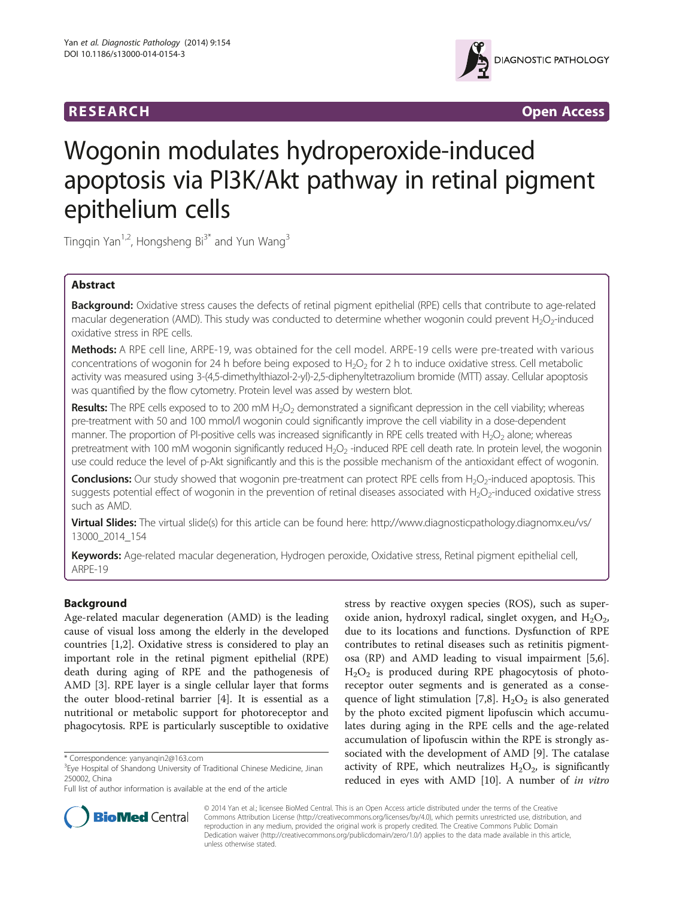**RESEARCH** **Open Access**

# Wogonin modulates hydroperoxide-induced apoptosis via PI3K/Akt pathway in retinal pigment epithelium cells

Tingqin Yan[1,2], Hongsheng Bi[3*] and Yun Wang[3]

## Abstract

**Background:** Oxidative stress causes the defects of retinal pigment epithelial (RPE) cells that contribute to age-related macular degeneration (AMD). This study was conducted to determine whether wogonin could prevent $H_2O_2$-induced oxidative stress in RPE cells.

**Methods:** A RPE cell line, ARPE-19, was obtained for the cell model. ARPE-19 cells were pre-treated with various concentrations of wogonin for 24 h before being exposed to $H_2O_2$ for 2 h to induce oxidative stress. Cell metabolic activity was measured using 3-(4,5-dimethylthiazol-2-yl)-2,5-diphenyltetrazolium bromide (MTT) assay. Cellular apoptosis was quantified by the flow cytometry. Protein level was assed by western blot.

**Results:** The RPE cells exposed to to 200 mM $H_2O_2$ demonstrated a significant depression in the cell viability; whereas pre-treatment with 50 and 100 mmol/l wogonin could significantly improve the cell viability in a dose-dependent manner. The proportion of PI-positive cells was increased significantly in RPE cells treated with $H_2O_2$ alone; whereas pretreatment with 100 mM wogonin significantly reduced $H_2O_2$ -induced RPE cell death rate. In protein level, the wogonin use could reduce the level of p-Akt significantly and this is the possible mechanism of the antioxidant effect of wogonin.

**Conclusions:** Our study showed that wogonin pre-treatment can protect RPE cells from $H_2O_2$-induced apoptosis. This suggests potential effect of wogonin in the prevention of retinal diseases associated with $H_2O_2$-induced oxidative stress such as AMD.

**Virtual Slides:** The virtual slide(s) for this article can be found here: http://www.diagnosticpathology.diagnomx.eu/vs/13000_2014_154

**Keywords:** Age-related macular degeneration, Hydrogen peroxide, Oxidative stress, Retinal pigment epithelial cell, ARPE-19

## Background

Age-related macular degeneration (AMD) is the leading cause of visual loss among the elderly in the developed countries [1,2]. Oxidative stress is considered to play an important role in the retinal pigment epithelial (RPE) death during aging of RPE and the pathogenesis of AMD [3]. RPE layer is a single cellular layer that forms the outer blood-retinal barrier [4]. It is essential as a nutritional or metabolic support for photoreceptor and phagocytosis. RPE is particularly susceptible to oxidative stress by reactive oxygen species (ROS), such as superoxide anion, hydroxyl radical, singlet oxygen, and $H_2O_2$, due to its locations and functions. Dysfunction of RPE contributes to retinal diseases such as retinitis pigmentosa (RP) and AMD leading to visual impairment [5,6]. $H_2O_2$ is produced during RPE phagocytosis of photoreceptor outer segments and is generated as a consequence of light stimulation [7,8]. $H_2O_2$ is also generated by the photo excited pigment lipofuscin which accumulates during aging in the RPE cells and the age-related accumulation of lipofuscin within the RPE is strongly associated with the development of AMD [9]. The catalase activity of RPE, which neutralizes $H_2O_2$, is significantly reduced in eyes with AMD [10]. A number of *in vitro*

\* Correspondence: yanyanqin2@163.com
[3]Eye Hospital of Shandong University of Traditional Chinese Medicine, Jinan 250002, China
Full list of author information is available at the end of the article

© 2014 Yan et al.; licensee BioMed Central. This is an Open Access article distributed under the terms of the Creative Commons Attribution License (http://creativecommons.org/licenses/by/4.0), which permits unrestricted use, distribution, and reproduction in any medium, provided the original work is properly credited. The Creative Commons Public Domain Dedication waiver (http://creativecommons.org/publicdomain/zero/1.0/) applies to the data made available in this article, unless otherwise stated.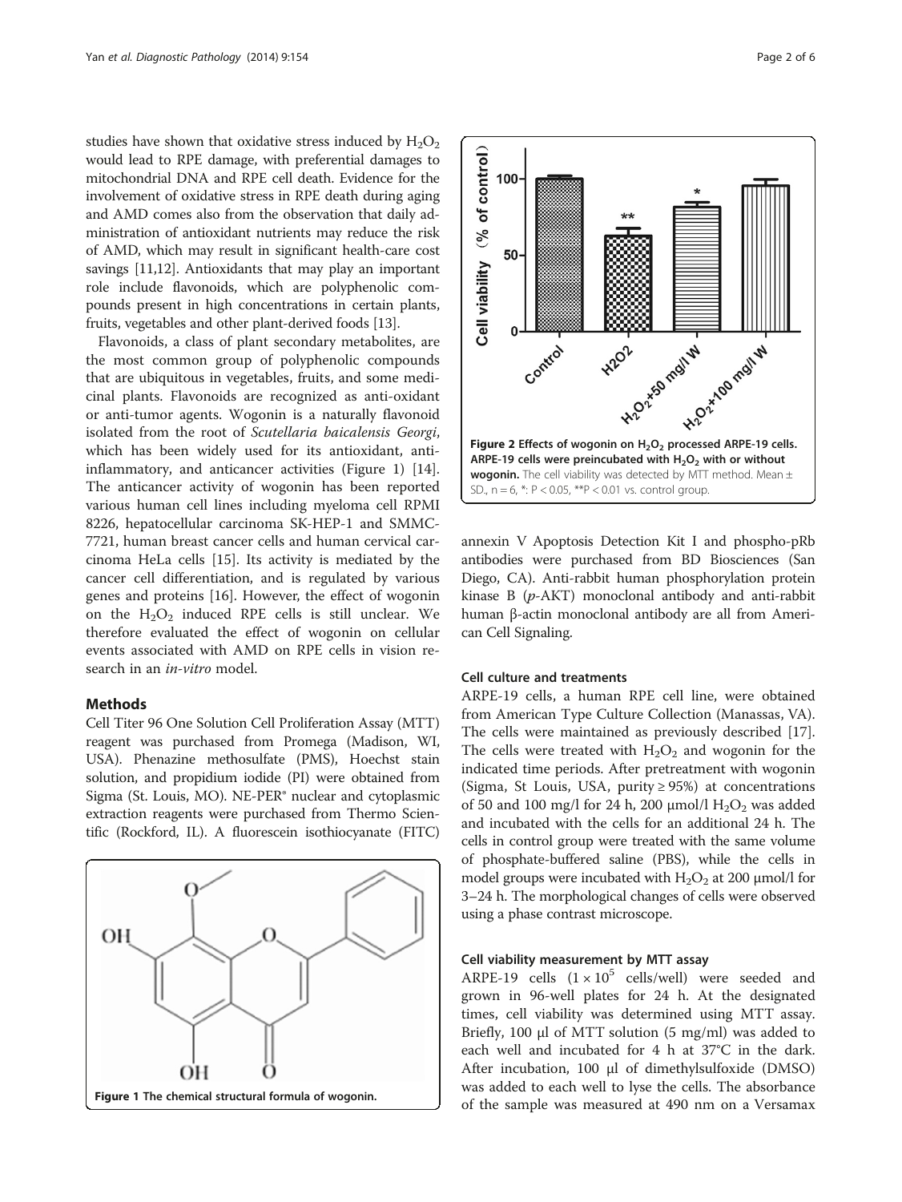studies have shown that oxidative stress induced by $H_2O_2$ would lead to RPE damage, with preferential damages to mitochondrial DNA and RPE cell death. Evidence for the involvement of oxidative stress in RPE death during aging and AMD comes also from the observation that daily administration of antioxidant nutrients may reduce the risk of AMD, which may result in significant health-care cost savings [11,12]. Antioxidants that may play an important role include flavonoids, which are polyphenolic compounds present in high concentrations in certain plants, fruits, vegetables and other plant-derived foods [13].

Flavonoids, a class of plant secondary metabolites, are the most common group of polyphenolic compounds that are ubiquitous in vegetables, fruits, and some medicinal plants. Flavonoids are recognized as anti-oxidant or anti-tumor agents. Wogonin is a naturally flavonoid isolated from the root of *Scutellaria baicalensis Georgi*, which has been widely used for its antioxidant, anti-inflammatory, and anticancer activities (Figure 1) [14]. The anticancer activity of wogonin has been reported various human cell lines including myeloma cell RPMI 8226, hepatocellular carcinoma SK-HEP-1 and SMMC-7721, human breast cancer cells and human cervical carcinoma HeLa cells [15]. Its activity is mediated by the cancer cell differentiation, and is regulated by various genes and proteins [16]. However, the effect of wogonin on the $H_2O_2$ induced RPE cells is still unclear. We therefore evaluated the effect of wogonin on cellular events associated with AMD on RPE cells in vision research in an *in-vitro* model.

## Methods

Cell Titer 96 One Solution Cell Proliferation Assay (MTT) reagent was purchased from Promega (Madison, WI, USA). Phenazine methosulfate (PMS), Hoechst stain solution, and propidium iodide (PI) were obtained from Sigma (St. Louis, MO). NE-PER® nuclear and cytoplasmic extraction reagents were purchased from Thermo Scientific (Rockford, IL). A fluorescein isothiocyanate (FITC) annexin V Apoptosis Detection Kit I and phospho-pRb antibodies were purchased from BD Biosciences (San Diego, CA). Anti-rabbit human phosphorylation protein kinase B (*p*-AKT) monoclonal antibody and anti-rabbit human β-actin monoclonal antibody are all from American Cell Signaling.

**Figure 1 The chemical structural formula of wogonin.**

**Figure 2 Effects of wogonin on $H_2O_2$ processed ARPE-19 cells. ARPE-19 cells were preincubated with $H_2O_2$ with or without wogonin.** The cell viability was detected by MTT method. Mean ± SD., n = 6, *: P < 0.05, **P < 0.01 vs. control group.

### Cell culture and treatments

ARPE-19 cells, a human RPE cell line, were obtained from American Type Culture Collection (Manassas, VA). The cells were maintained as previously described [17]. The cells were treated with $H_2O_2$ and wogonin for the indicated time periods. After pretreatment with wogonin (Sigma, St Louis, USA, purity ≥ 95%) at concentrations of 50 and 100 mg/l for 24 h, 200 μmol/l $H_2O_2$ was added and incubated with the cells for an additional 24 h. The cells in control group were treated with the same volume of phosphate-buffered saline (PBS), while the cells in model groups were incubated with $H_2O_2$ at 200 μmol/l for 3–24 h. The morphological changes of cells were observed using a phase contrast microscope.

### Cell viability measurement by MTT assay

ARPE-19 cells ($1 \times 10^5$ cells/well) were seeded and grown in 96-well plates for 24 h. At the designated times, cell viability was determined using MTT assay. Briefly, 100 μl of MTT solution (5 mg/ml) was added to each well and incubated for 4 h at 37°C in the dark. After incubation, 100 μl of dimethylsulfoxide (DMSO) was added to each well to lyse the cells. The absorbance of the sample was measured at 490 nm on a Versamax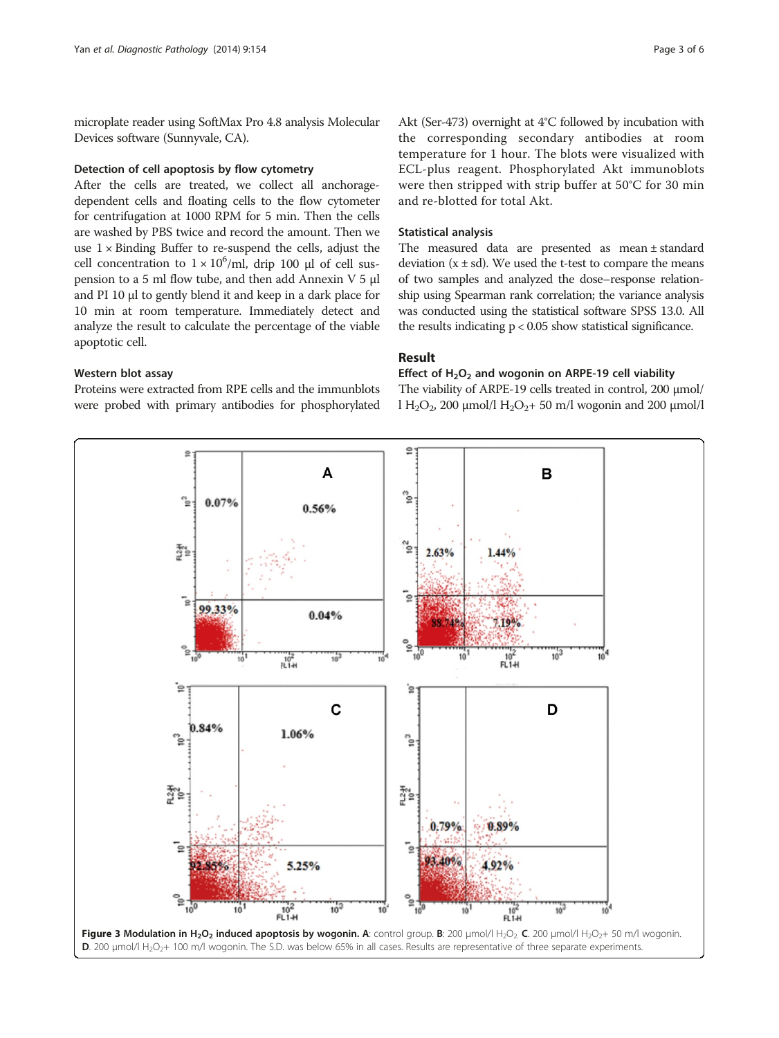microplate reader using SoftMax Pro 4.8 analysis Molecular Devices software (Sunnyvale, CA).

### Detection of cell apoptosis by flow cytometry

After the cells are treated, we collect all anchorage-dependent cells and floating cells to the flow cytometer for centrifugation at 1000 RPM for 5 min. Then the cells are washed by PBS twice and record the amount. Then we use 1 × Binding Buffer to re-suspend the cells, adjust the cell concentration to $1 \times 10^6$/ml, drip 100 μl of cell suspension to a 5 ml flow tube, and then add Annexin V 5 μl and PI 10 μl to gently blend it and keep in a dark place for 10 min at room temperature. Immediately detect and analyze the result to calculate the percentage of the viable apoptotic cell.

### Western blot assay

Proteins were extracted from RPE cells and the immunblots were probed with primary antibodies for phosphorylated Akt (Ser-473) overnight at 4°C followed by incubation with the corresponding secondary antibodies at room temperature for 1 hour. The blots were visualized with ECL-plus reagent. Phosphorylated Akt immunoblots were then stripped with strip buffer at 50°C for 30 min and re-blotted for total Akt.

### Statistical analysis

The measured data are presented as mean ± standard deviation (x ± sd). We used the t-test to compare the means of two samples and analyzed the dose–response relationship using Spearman rank correlation; the variance analysis was conducted using the statistical software SPSS 13.0. All the results indicating $p < 0.05$ show statistical significance.

## Result

### Effect of $H_2O_2$ and wogonin on ARPE-19 cell viability

The viability of ARPE-19 cells treated in control, 200 μmol/l $H_2O_2$, 200 μmol/l $H_2O_2$+ 50 m/l wogonin and 200 μmol/l

**Figure 3 Modulation in $H_2O_2$ induced apoptosis by wogonin. A**: control group. **B**: 200 μmol/l $H_2O_2$. **C**. 200 μmol/l $H_2O_2$+ 50 m/l wogonin. **D**. 200 μmol/l $H_2O_2$+ 100 m/l wogonin. The S.D. was below 65% in all cases. Results are representative of three separate experiments.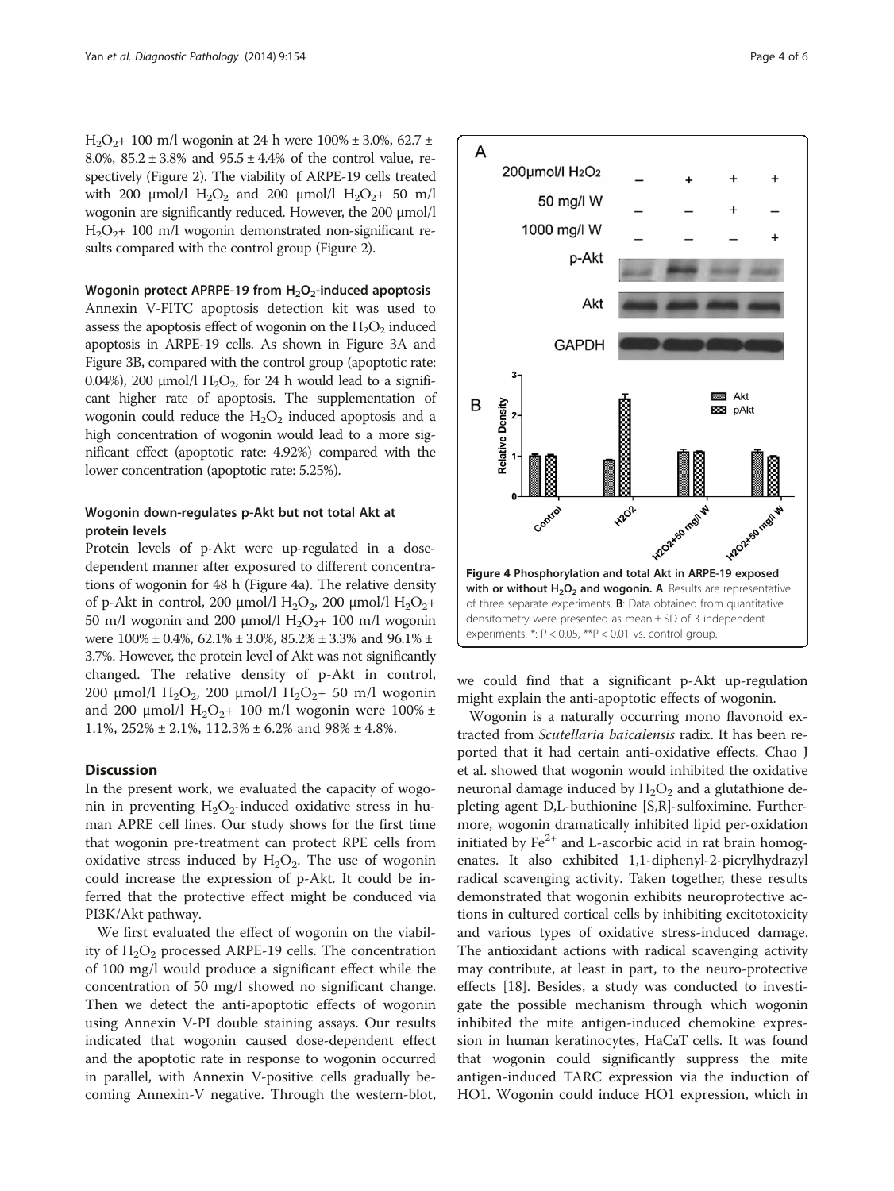$H_2O_2$+ 100 m/l wogonin at 24 h were 100% ± 3.0%, 62.7 ± 8.0%, 85.2 ± 3.8% and 95.5 ± 4.4% of the control value, respectively (Figure 2). The viability of ARPE-19 cells treated with 200 μmol/l $H_2O_2$ and 200 μmol/l $H_2O_2$+ 50 m/l wogonin are significantly reduced. However, the 200 μmol/l $H_2O_2$+ 100 m/l wogonin demonstrated non-significant results compared with the control group (Figure 2).

#### Wogonin protect APRPE-19 from $H_2O_2$-induced apoptosis

Annexin V-FITC apoptosis detection kit was used to assess the apoptosis effect of wogonin on the $H_2O_2$ induced apoptosis in ARPE-19 cells. As shown in Figure 3A and Figure 3B, compared with the control group (apoptotic rate: 0.04%), 200 μmol/l $H_2O_2$, for 24 h would lead to a significant higher rate of apoptosis. The supplementation of wogonin could reduce the $H_2O_2$ induced apoptosis and a high concentration of wogonin would lead to a more significant effect (apoptotic rate: 4.92%) compared with the lower concentration (apoptotic rate: 5.25%).

#### Wogonin down-regulates p-Akt but not total Akt at protein levels

Protein levels of p-Akt were up-regulated in a dose-dependent manner after exposured to different concentrations of wogonin for 48 h (Figure 4a). The relative density of p-Akt in control, 200 μmol/l $H_2O_2$, 200 μmol/l $H_2O_2$+ 50 m/l wogonin and 200 μmol/l $H_2O_2$+ 100 m/l wogonin were 100% ± 0.4%, 62.1% ± 3.0%, 85.2% ± 3.3% and 96.1% ± 3.7%. However, the protein level of Akt was not significantly changed. The relative density of p-Akt in control, 200 μmol/l $H_2O_2$, 200 μmol/l $H_2O_2$+ 50 m/l wogonin and 200 μmol/l $H_2O_2$+ 100 m/l wogonin were 100% ± 1.1%, 252% ± 2.1%, 112.3% ± 6.2% and 98% ± 4.8%.

## Discussion

In the present work, we evaluated the capacity of wogonin in preventing $H_2O_2$-induced oxidative stress in human APRE cell lines. Our study shows for the first time that wogonin pre-treatment can protect RPE cells from oxidative stress induced by $H_2O_2$. The use of wogonin could increase the expression of p-Akt. It could be inferred that the protective effect might be conduced via PI3K/Akt pathway.

We first evaluated the effect of wogonin on the viability of $H_2O_2$ processed ARPE-19 cells. The concentration of 100 mg/l would produce a significant effect while the concentration of 50 mg/l showed no significant change. Then we detect the anti-apoptotic effects of wogonin using Annexin V-PI double staining assays. Our results indicated that wogonin caused dose-dependent effect and the apoptotic rate in response to wogonin occurred in parallel, with Annexin V-positive cells gradually becoming Annexin-V negative. Through the western-blot, we could find that a significant p-Akt up-regulation might explain the anti-apoptotic effects of wogonin.

**Figure 4 Phosphorylation and total Akt in ARPE-19 exposed with or without $H_2O_2$ and wogonin. A**. Results are representative of three separate experiments. **B**: Data obtained from quantitative densitometry were presented as mean ± SD of 3 independent experiments. *: P < 0.05, **P < 0.01 vs. control group.

Wogonin is a naturally occurring mono flavonoid extracted from *Scutellaria baicalensis* radix. It has been reported that it had certain anti-oxidative effects. Chao J et al. showed that wogonin would inhibited the oxidative neuronal damage induced by $H_2O_2$ and a glutathione depleting agent D,L-buthionine [S,R]-sulfoximine. Furthermore, wogonin dramatically inhibited lipid per-oxidation initiated by $Fe^{2+}$ and L-ascorbic acid in rat brain homogenates. It also exhibited 1,1-diphenyl-2-picrylhydrazyl radical scavenging activity. Taken together, these results demonstrated that wogonin exhibits neuroprotective actions in cultured cortical cells by inhibiting excitotoxicity and various types of oxidative stress-induced damage. The antioxidant actions with radical scavenging activity may contribute, at least in part, to the neuro-protective effects [18]. Besides, a study was conducted to investigate the possible mechanism through which wogonin inhibited the mite antigen-induced chemokine expression in human keratinocytes, HaCaT cells. It was found that wogonin could significantly suppress the mite antigen-induced TARC expression via the induction of HO1. Wogonin could induce HO1 expression, which in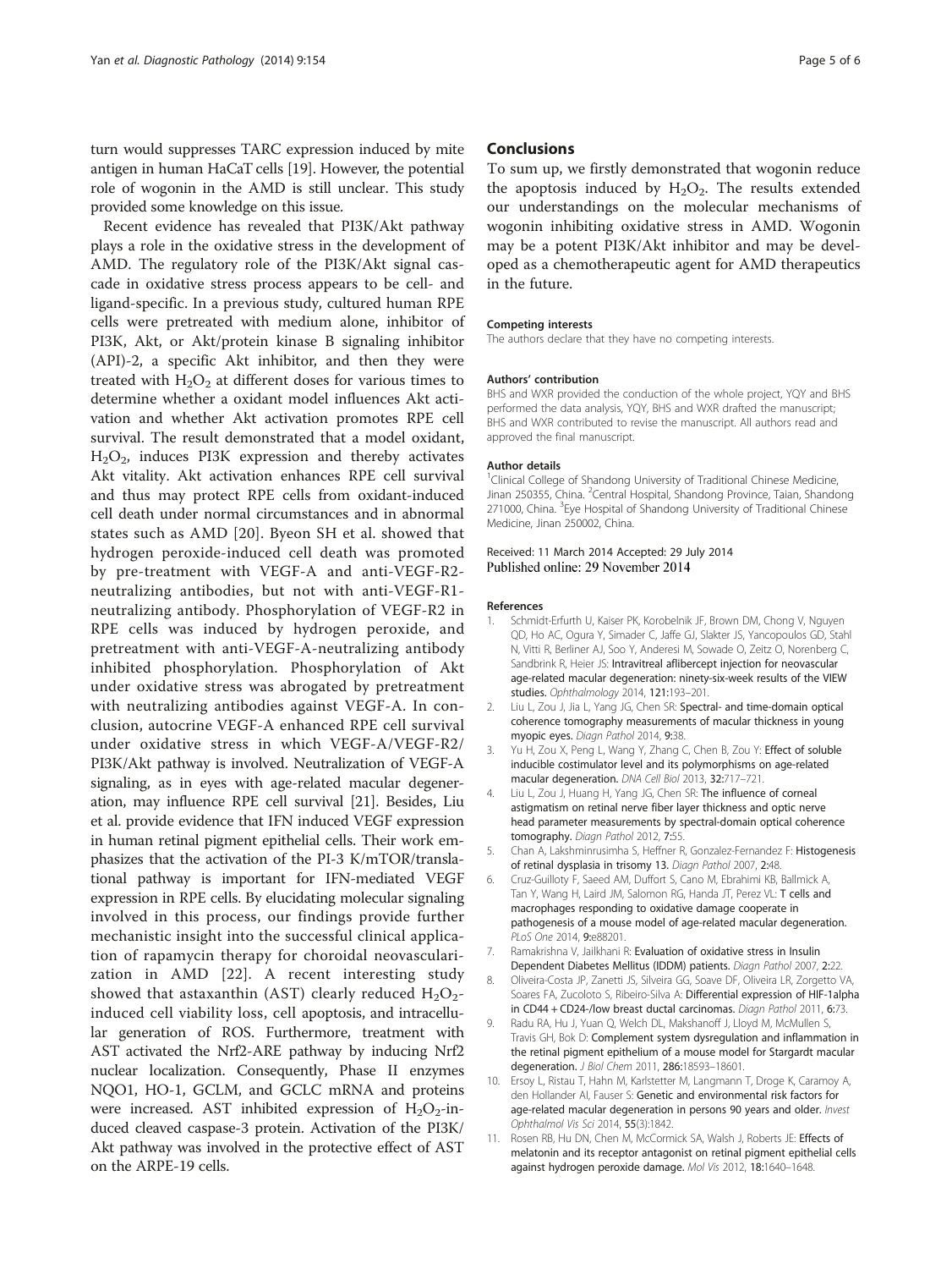turn would suppresses TARC expression induced by mite antigen in human HaCaT cells [19]. However, the potential role of wogonin in the AMD is still unclear. This study provided some knowledge on this issue.

Recent evidence has revealed that PI3K/Akt pathway plays a role in the oxidative stress in the development of AMD. The regulatory role of the PI3K/Akt signal cascade in oxidative stress process appears to be cell- and ligand-specific. In a previous study, cultured human RPE cells were pretreated with medium alone, inhibitor of PI3K, Akt, or Akt/protein kinase B signaling inhibitor (API)-2, a specific Akt inhibitor, and then they were treated with $H_2O_2$ at different doses for various times to determine whether a oxidant model influences Akt activation and whether Akt activation promotes RPE cell survival. The result demonstrated that a model oxidant, $H_2O_2$, induces PI3K expression and thereby activates Akt vitality. Akt activation enhances RPE cell survival and thus may protect RPE cells from oxidant-induced cell death under normal circumstances and in abnormal states such as AMD [20]. Byeon SH et al. showed that hydrogen peroxide-induced cell death was promoted by pre-treatment with VEGF-A and anti-VEGF-R2-neutralizing antibodies, but not with anti-VEGF-R1-neutralizing antibody. Phosphorylation of VEGF-R2 in RPE cells was induced by hydrogen peroxide, and pretreatment with anti-VEGF-A-neutralizing antibody inhibited phosphorylation. Phosphorylation of Akt under oxidative stress was abrogated by pretreatment with neutralizing antibodies against VEGF-A. In conclusion, autocrine VEGF-A enhanced RPE cell survival under oxidative stress in which VEGF-A/VEGF-R2/PI3K/Akt pathway is involved. Neutralization of VEGF-A signaling, as in eyes with age-related macular degeneration, may influence RPE cell survival [21]. Besides, Liu et al. provide evidence that IFN induced VEGF expression in human retinal pigment epithelial cells. Their work emphasizes that the activation of the PI-3 K/mTOR/translational pathway is important for IFN-mediated VEGF expression in RPE cells. By elucidating molecular signaling involved in this process, our findings provide further mechanistic insight into the successful clinical application of rapamycin therapy for choroidal neovascularization in AMD [22]. A recent interesting study showed that astaxanthin (AST) clearly reduced $H_2O_2$-induced cell viability loss, cell apoptosis, and intracellular generation of ROS. Furthermore, treatment with AST activated the Nrf2-ARE pathway by inducing Nrf2 nuclear localization. Consequently, Phase II enzymes NQO1, HO-1, GCLM, and GCLC mRNA and proteins were increased. AST inhibited expression of $H_2O_2$-induced cleaved caspase-3 protein. Activation of the PI3K/Akt pathway was involved in the protective effect of AST on the ARPE-19 cells.

## Conclusions

To sum up, we firstly demonstrated that wogonin reduce the apoptosis induced by $H_2O_2$. The results extended our understandings on the molecular mechanisms of wogonin inhibiting oxidative stress in AMD. Wogonin may be a potent PI3K/Akt inhibitor and may be developed as a chemotherapeutic agent for AMD therapeutics in the future.

#### Competing interests

The authors declare that they have no competing interests.

#### Authors' contribution

BHS and WXR provided the conduction of the whole project, YQY and BHS performed the data analysis, YQY, BHS and WXR drafted the manuscript; BHS and WXR contributed to revise the manuscript. All authors read and approved the final manuscript.

#### Author details

[1]Clinical College of Shandong University of Traditional Chinese Medicine, Jinan 250355, China. [2]Central Hospital, Shandong Province, Taian, Shandong 271000, China. [3]Eye Hospital of Shandong University of Traditional Chinese Medicine, Jinan 250002, China.

Received: 11 March 2014 Accepted: 29 July 2014
Published online: 29 November 2014

#### References

1. Schmidt-Erfurth U, Kaiser PK, Korobelnik JF, Brown DM, Chong V, Nguyen QD, Ho AC, Ogura Y, Simader C, Jaffe GJ, Slakter JS, Yancopoulos GD, Stahl N, Vitti R, Berliner AJ, Soo Y, Anderesi M, Sowade O, Zeitz O, Norenberg C, Sandbrink R, Heier JS: Intravitreal aflibercept injection for neovascular age-related macular degeneration: ninety-six-week results of the VIEW studies. *Ophthalmology* 2014, 121:193–201.
2. Liu L, Zou J, Jia L, Yang JG, Chen SR: Spectral- and time-domain optical coherence tomography measurements of macular thickness in young myopic eyes. *Diagn Pathol* 2014, 9:38.
3. Yu H, Zou X, Peng L, Wang Y, Zhang C, Chen B, Zou Y: Effect of soluble inducible costimulator level and its polymorphisms on age-related macular degeneration. *DNA Cell Biol* 2013, 32:717–721.
4. Liu L, Zou J, Huang H, Yang JG, Chen SR: The influence of corneal astigmatism on retinal nerve fiber layer thickness and optic nerve head parameter measurements by spectral-domain optical coherence tomography. *Diagn Pathol* 2012, 7:55.
5. Chan A, Lakshminrusimha S, Heffner R, Gonzalez-Fernandez F: Histogenesis of retinal dysplasia in trisomy 13. *Diagn Pathol* 2007, 2:48.
6. Cruz-Guilloty F, Saeed AM, Duffort S, Cano M, Ebrahimi KB, Ballmick A, Tan Y, Wang H, Laird JM, Salomon RG, Handa JT, Perez VL: T cells and macrophages responding to oxidative damage cooperate in pathogenesis of a mouse model of age-related macular degeneration. *PLoS One* 2014, 9:e88201.
7. Ramakrishna V, Jailkhani R: Evaluation of oxidative stress in Insulin Dependent Diabetes Mellitus (IDDM) patients. *Diagn Pathol* 2007, 2:22.
8. Oliveira-Costa JP, Zanetti JS, Silveira GG, Soave DF, Oliveira LR, Zorgetto VA, Soares FA, Zucoloto S, Ribeiro-Silva A: Differential expression of HIF-1alpha in CD44 + CD24-/low breast ductal carcinomas. *Diagn Pathol* 2011, 6:73.
9. Radu RA, Hu J, Yuan Q, Welch DL, Makshanoff J, Lloyd M, McMullen S, Travis GH, Bok D: Complement system dysregulation and inflammation in the retinal pigment epithelium of a mouse model for Stargardt macular degeneration. *J Biol Chem* 2011, 286:18593–18601.
10. Ersoy L, Ristau T, Hahn M, Karlstetter M, Langmann T, Droge K, Caramoy A, den Hollander AI, Fauser S: Genetic and environmental risk factors for age-related macular degeneration in persons 90 years and older. *Invest Ophthalmol Vis Sci* 2014, 55(3):1842.
11. Rosen RB, Hu DN, Chen M, McCormick SA, Walsh J, Roberts JE: Effects of melatonin and its receptor antagonist on retinal pigment epithelial cells against hydrogen peroxide damage. *Mol Vis* 2012, 18:1640–1648.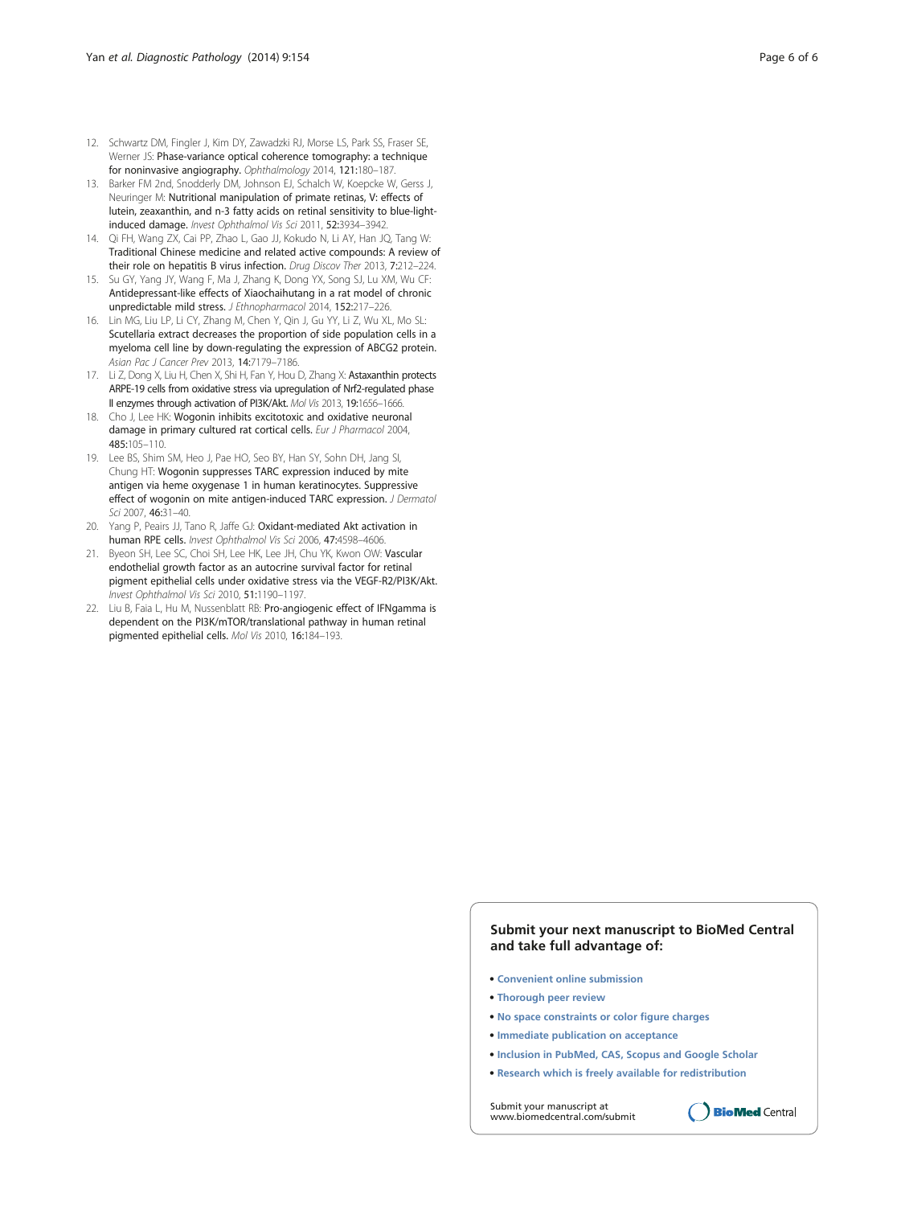12. Schwartz DM, Fingler J, Kim DY, Zawadzki RJ, Morse LS, Park SS, Fraser SE, Werner JS: **Phase-variance optical coherence tomography: a technique for noninvasive angiography.** *Ophthalmology* 2014, **121:**180–187.
13. Barker FM 2nd, Snodderly DM, Johnson EJ, Schalch W, Koepcke W, Gerss J, Neuringer M: **Nutritional manipulation of primate retinas, V: effects of lutein, zeaxanthin, and n-3 fatty acids on retinal sensitivity to blue-light-induced damage.** *Invest Ophthalmol Vis Sci* 2011, **52:**3934–3942.
14. Qi FH, Wang ZX, Cai PP, Zhao L, Gao JJ, Kokudo N, Li AY, Han JQ, Tang W: **Traditional Chinese medicine and related active compounds: A review of their role on hepatitis B virus infection.** *Drug Discov Ther* 2013, **7:**212–224.
15. Su GY, Yang JY, Wang F, Ma J, Zhang K, Dong YX, Song SJ, Lu XM, Wu CF: **Antidepressant-like effects of Xiaochaihutang in a rat model of chronic unpredictable mild stress.** *J Ethnopharmacol* 2014, **152:**217–226.
16. Lin MG, Liu LP, Li CY, Zhang M, Chen Y, Qin J, Gu YY, Li Z, Wu XL, Mo SL: **Scutellaria extract decreases the proportion of side population cells in a myeloma cell line by down-regulating the expression of ABCG2 protein.** *Asian Pac J Cancer Prev* 2013, **14:**7179–7186.
17. Li Z, Dong X, Liu H, Chen X, Shi H, Fan Y, Hou D, Zhang X: **Astaxanthin protects ARPE-19 cells from oxidative stress via upregulation of Nrf2-regulated phase II enzymes through activation of PI3K/Akt.** *Mol Vis* 2013, **19:**1656–1666.
18. Cho J, Lee HK: **Wogonin inhibits excitotoxic and oxidative neuronal damage in primary cultured rat cortical cells.** *Eur J Pharmacol* 2004, **485:**105–110.
19. Lee BS, Shim SM, Heo J, Pae HO, Seo BY, Han SY, Sohn DH, Jang SI, Chung HT: **Wogonin suppresses TARC expression induced by mite antigen via heme oxygenase 1 in human keratinocytes. Suppressive effect of wogonin on mite antigen-induced TARC expression.** *J Dermatol Sci* 2007, **46:**31–40.
20. Yang P, Peairs JJ, Tano R, Jaffe GJ: **Oxidant-mediated Akt activation in human RPE cells.** *Invest Ophthalmol Vis Sci* 2006, **47:**4598–4606.
21. Byeon SH, Lee SC, Choi SH, Lee HK, Lee JH, Chu YK, Kwon OW: **Vascular endothelial growth factor as an autocrine survival factor for retinal pigment epithelial cells under oxidative stress via the VEGF-R2/PI3K/Akt.** *Invest Ophthalmol Vis Sci* 2010, **51:**1190–1197.
22. Liu B, Faia L, Hu M, Nussenblatt RB: **Pro-angiogenic effect of IFNgamma is dependent on the PI3K/mTOR/translational pathway in human retinal pigmented epithelial cells.** *Mol Vis* 2010, **16:**184–193.

**Submit your next manuscript to BioMed Central and take full advantage of:**

- **Convenient online submission**
- **Thorough peer review**
- **No space constraints or color figure charges**
- **Immediate publication on acceptance**
- **Inclusion in PubMed, CAS, Scopus and Google Scholar**
- **Research which is freely available for redistribution**

Submit your manuscript at
www.biomedcentral.com/submit

BioMed Central